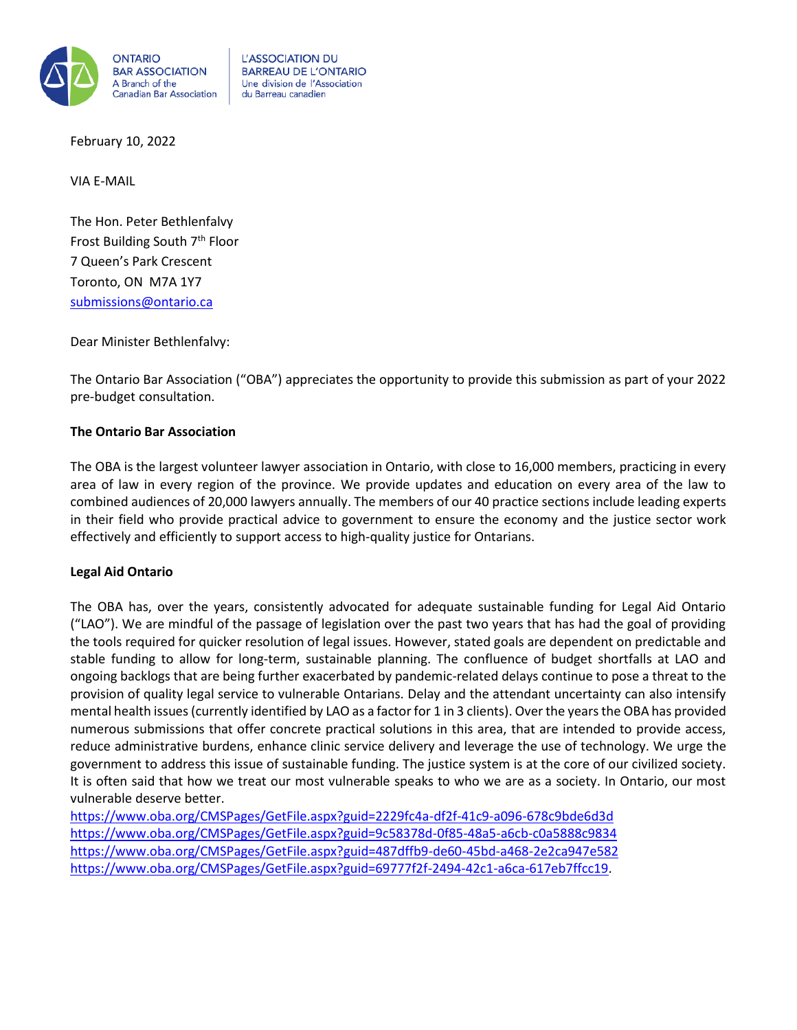ONTARIO BAR ASSOCIATION
A Branch of the Canadian Bar Association

L'ASSOCIATION DU BARREAU DE L'ONTARIO
Une division de l'Association du Barreau canadien

February 10, 2022

VIA E-MAIL

The Hon. Peter Bethlenfalvy
Frost Building South 7th Floor
7 Queen's Park Crescent
Toronto, ON M7A 1Y7
submissions@ontario.ca

Dear Minister Bethlenfalvy:

The Ontario Bar Association ("OBA") appreciates the opportunity to provide this submission as part of your 2022 pre-budget consultation.

**The Ontario Bar Association**

The OBA is the largest volunteer lawyer association in Ontario, with close to 16,000 members, practicing in every area of law in every region of the province. We provide updates and education on every area of the law to combined audiences of 20,000 lawyers annually. The members of our 40 practice sections include leading experts in their field who provide practical advice to government to ensure the economy and the justice sector work effectively and efficiently to support access to high-quality justice for Ontarians.

**Legal Aid Ontario**

The OBA has, over the years, consistently advocated for adequate sustainable funding for Legal Aid Ontario ("LAO"). We are mindful of the passage of legislation over the past two years that has had the goal of providing the tools required for quicker resolution of legal issues. However, stated goals are dependent on predictable and stable funding to allow for long-term, sustainable planning. The confluence of budget shortfalls at LAO and ongoing backlogs that are being further exacerbated by pandemic-related delays continue to pose a threat to the provision of quality legal service to vulnerable Ontarians. Delay and the attendant uncertainty can also intensify mental health issues (currently identified by LAO as a factor for 1 in 3 clients). Over the years the OBA has provided numerous submissions that offer concrete practical solutions in this area, that are intended to provide access, reduce administrative burdens, enhance clinic service delivery and leverage the use of technology. We urge the government to address this issue of sustainable funding. The justice system is at the core of our civilized society. It is often said that how we treat our most vulnerable speaks to who we are as a society. In Ontario, our most vulnerable deserve better.
https://www.oba.org/CMSPages/GetFile.aspx?guid=2229fc4a-df2f-41c9-a096-678c9bde6d3d
https://www.oba.org/CMSPages/GetFile.aspx?guid=9c58378d-0f85-48a5-a6cb-c0a5888c9834
https://www.oba.org/CMSPages/GetFile.aspx?guid=487dffb9-de60-45bd-a468-2e2ca947e582
https://www.oba.org/CMSPages/GetFile.aspx?guid=69777f2f-2494-42c1-a6ca-617eb7ffcc19.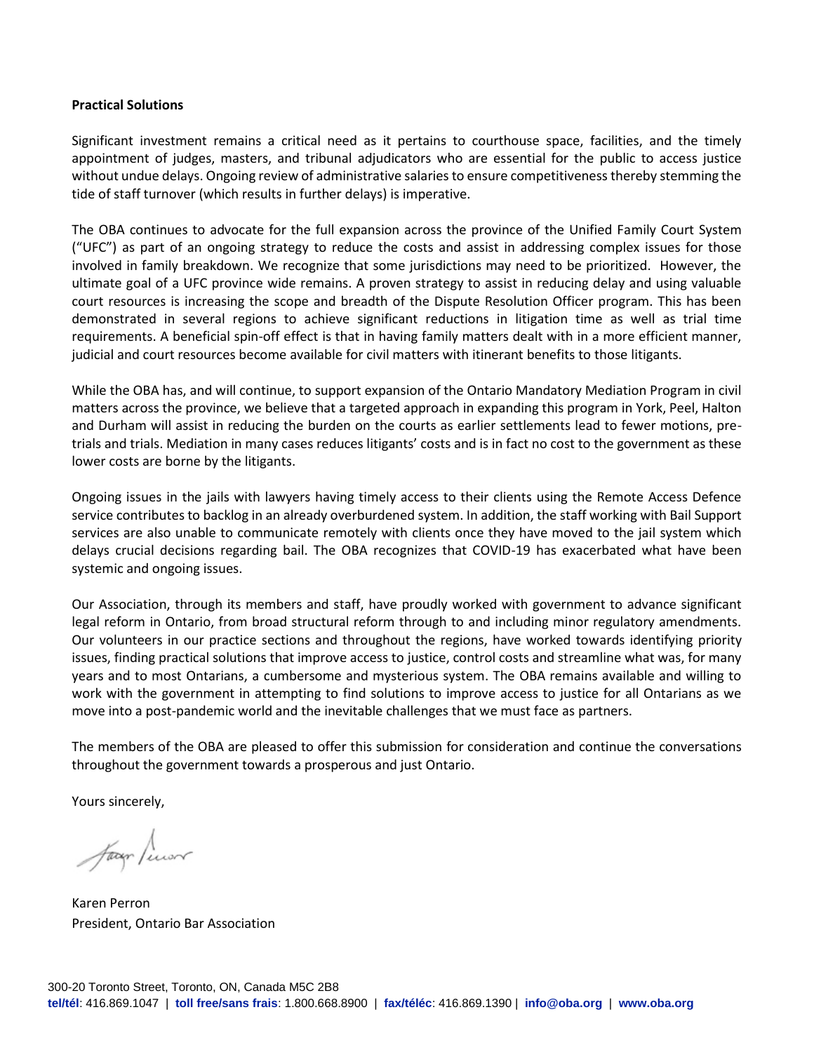**Practical Solutions**

Significant investment remains a critical need as it pertains to courthouse space, facilities, and the timely appointment of judges, masters, and tribunal adjudicators who are essential for the public to access justice without undue delays. Ongoing review of administrative salaries to ensure competitiveness thereby stemming the tide of staff turnover (which results in further delays) is imperative.

The OBA continues to advocate for the full expansion across the province of the Unified Family Court System ("UFC") as part of an ongoing strategy to reduce the costs and assist in addressing complex issues for those involved in family breakdown. We recognize that some jurisdictions may need to be prioritized. However, the ultimate goal of a UFC province wide remains. A proven strategy to assist in reducing delay and using valuable court resources is increasing the scope and breadth of the Dispute Resolution Officer program. This has been demonstrated in several regions to achieve significant reductions in litigation time as well as trial time requirements. A beneficial spin-off effect is that in having family matters dealt with in a more efficient manner, judicial and court resources become available for civil matters with itinerant benefits to those litigants.

While the OBA has, and will continue, to support expansion of the Ontario Mandatory Mediation Program in civil matters across the province, we believe that a targeted approach in expanding this program in York, Peel, Halton and Durham will assist in reducing the burden on the courts as earlier settlements lead to fewer motions, pre-trials and trials. Mediation in many cases reduces litigants' costs and is in fact no cost to the government as these lower costs are borne by the litigants.

Ongoing issues in the jails with lawyers having timely access to their clients using the Remote Access Defence service contributes to backlog in an already overburdened system. In addition, the staff working with Bail Support services are also unable to communicate remotely with clients once they have moved to the jail system which delays crucial decisions regarding bail. The OBA recognizes that COVID-19 has exacerbated what have been systemic and ongoing issues.

Our Association, through its members and staff, have proudly worked with government to advance significant legal reform in Ontario, from broad structural reform through to and including minor regulatory amendments. Our volunteers in our practice sections and throughout the regions, have worked towards identifying priority issues, finding practical solutions that improve access to justice, control costs and streamline what was, for many years and to most Ontarians, a cumbersome and mysterious system. The OBA remains available and willing to work with the government in attempting to find solutions to improve access to justice for all Ontarians as we move into a post-pandemic world and the inevitable challenges that we must face as partners.

The members of the OBA are pleased to offer this submission for consideration and continue the conversations throughout the government towards a prosperous and just Ontario.

Yours sincerely,

Karen Perron
President, Ontario Bar Association

300-20 Toronto Street, Toronto, ON, Canada M5C 2B8
**tel/tél**: 416.869.1047 | **toll free/sans frais**: 1.800.668.8900 | **fax/téléc**: 416.869.1390 | **info@oba.org** | **www.oba.org**